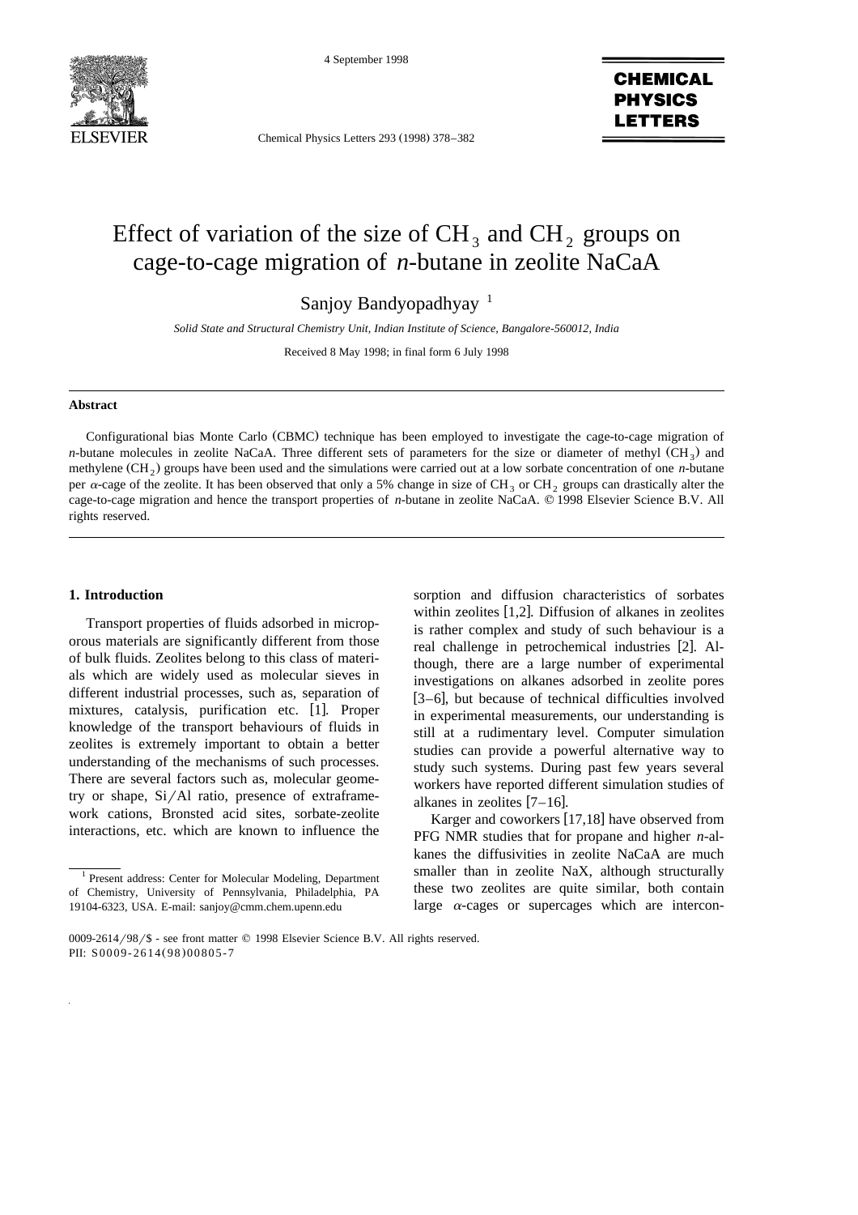# Effect of variation of the size of $CH_3$ and $CH_2$ groups on cage-to-cage migration of *n*-butane in zeolite NaCaA

Sanjoy Bandyopadhyay [1]

*Solid State and Structural Chemistry Unit, Indian Institute of Science, Bangalore-560012, India*

Received 8 May 1998; in final form 6 July 1998

### Abstract

Configurational bias Monte Carlo (CBMC) technique has been employed to investigate the cage-to-cage migration of *n*-butane molecules in zeolite NaCaA. Three different sets of parameters for the size or diameter of methyl ($CH_3$) and methylene ($CH_2$) groups have been used and the simulations were carried out at a low sorbate concentration of one *n*-butane per $\alpha$-cage of the zeolite. It has been observed that only a 5% change in size of $CH_3$ or $CH_2$ groups can drastically alter the cage-to-cage migration and hence the transport properties of *n*-butane in zeolite NaCaA. © 1998 Elsevier Science B.V. All rights reserved.

## 1. Introduction

Transport properties of fluids adsorbed in microporous materials are significantly different from those of bulk fluids. Zeolites belong to this class of materials which are widely used as molecular sieves in different industrial processes, such as, separation of mixtures, catalysis, purification etc. [1]. Proper knowledge of the transport behaviours of fluids in zeolites is extremely important to obtain a better understanding of the mechanisms of such processes. There are several factors such as, molecular geometry or shape, Si/Al ratio, presence of extraframework cations, Bronsted acid sites, sorbate-zeolite interactions, etc. which are known to influence the sorption and diffusion characteristics of sorbates within zeolites [1,2]. Diffusion of alkanes in zeolites is rather complex and study of such behaviour is a real challenge in petrochemical industries [2]. Although, there are a large number of experimental investigations on alkanes adsorbed in zeolite pores [3–6], but because of technical difficulties involved in experimental measurements, our understanding is still at a rudimentary level. Computer simulation studies can provide a powerful alternative way to study such systems. During past few years several workers have reported different simulation studies of alkanes in zeolites [7–16].

Karger and coworkers [17,18] have observed from PFG NMR studies that for propane and higher *n*-alkanes the diffusivities in zeolite NaCaA are much smaller than in zeolite NaX, although structurally these two zeolites are quite similar, both contain large $\alpha$-cages or supercages which are intercon-

[1] Present address: Center for Molecular Modeling, Department of Chemistry, University of Pennsylvania, Philadelphia, PA 19104-6323, USA. E-mail: sanjoy@cmm.chem.upenn.edu

0009-2614/98/$ - see front matter © 1998 Elsevier Science B.V. All rights reserved.
PII: S0009-2614(98)00805-7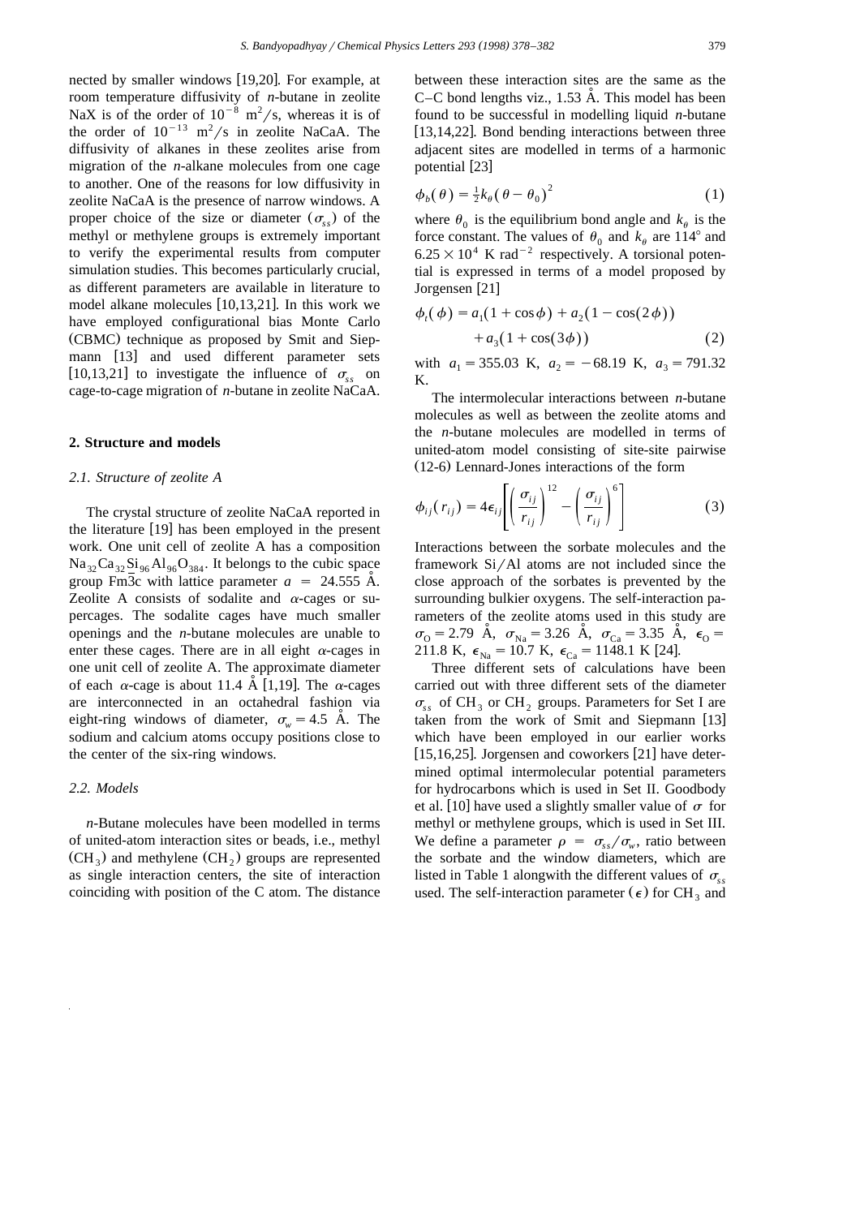nected by smaller windows [19,20]. For example, at room temperature diffusivity of *n*-butane in zeolite NaX is of the order of $10^{-8}$ $m^2/s$, whereas it is of the order of $10^{-13}$ $m^2/s$ in zeolite NaCaA. The diffusivity of alkanes in these zeolites arise from migration of the *n*-alkane molecules from one cage to another. One of the reasons for low diffusivity in zeolite NaCaA is the presence of narrow windows. A proper choice of the size or diameter ($\sigma_{ss}$) of the methyl or methylene groups is extremely important to verify the experimental results from computer simulation studies. This becomes particularly crucial, as different parameters are available in literature to model alkane molecules [10,13,21]. In this work we have employed configurational bias Monte Carlo (CBMC) technique as proposed by Smit and Siepmann [13] and used different parameter sets [10,13,21] to investigate the influence of $\sigma_{ss}$ on cage-to-cage migration of *n*-butane in zeolite NaCaA.

## 2. Structure and models

### 2.1. Structure of zeolite A

The crystal structure of zeolite NaCaA reported in the literature [19] has been employed in the present work. One unit cell of zeolite A has a composition $Na_{32}Ca_{32}Si_{96}Al_{96}O_{384}$. It belongs to the cubic space group Fm$\bar{3}$c with lattice parameter $a$ = 24.555 Å. Zeolite A consists of sodalite and $\alpha$-cages or supercages. The sodalite cages have much smaller openings and the *n*-butane molecules are unable to enter these cages. There are in all eight $\alpha$-cages in one unit cell of zeolite A. The approximate diameter of each $\alpha$-cage is about 11.4 Å [1,19]. The $\alpha$-cages are interconnected in an octahedral fashion via eight-ring windows of diameter, $\sigma_w = 4.5$ Å. The sodium and calcium atoms occupy positions close to the center of the six-ring windows.

### 2.2. Models

*n*-Butane molecules have been modelled in terms of united-atom interaction sites or beads, i.e., methyl ($CH_3$) and methylene ($CH_2$) groups are represented as single interaction centers, the site of interaction coinciding with position of the C atom. The distance between these interaction sites are the same as the C–C bond lengths viz., 1.53 Å. This model has been found to be successful in modelling liquid *n*-butane [13,14,22]. Bond bending interactions between three adjacent sites are modelled in terms of a harmonic potential [23]

$$\phi_b(\theta) = \tfrac{1}{2}k_\theta(\theta - \theta_0)^2 \tag{1}$$

where $\theta_0$ is the equilibrium bond angle and $k_\theta$ is the force constant. The values of $\theta_0$ and $k_\theta$ are 114° and $6.25 \times 10^4$ K $rad^{-2}$ respectively. A torsional potential is expressed in terms of a model proposed by Jorgensen [21]

$$\phi_t(\phi) = a_1(1 + \cos\phi) + a_2(1 - \cos(2\phi)) + a_3(1 + \cos(3\phi)) \tag{2}$$

with $a_1 = 355.03$ K, $a_2 = -68.19$ K, $a_3 = 791.32$ K.

The intermolecular interactions between *n*-butane molecules as well as between the zeolite atoms and the *n*-butane molecules are modelled in terms of united-atom model consisting of site-site pairwise (12-6) Lennard-Jones interactions of the form

$$\phi_{ij}(r_{ij}) = 4\epsilon_{ij}\left[\left(\frac{\sigma_{ij}}{r_{ij}}\right)^{12} - \left(\frac{\sigma_{ij}}{r_{ij}}\right)^{6}\right] \tag{3}$$

Interactions between the sorbate molecules and the framework Si/Al atoms are not included since the close approach of the sorbates is prevented by the surrounding bulkier oxygens. The self-interaction parameters of the zeolite atoms used in this study are $\sigma_O = 2.79$ Å, $\sigma_{Na} = 3.26$ Å, $\sigma_{Ca} = 3.35$ Å, $\epsilon_O = 211.8$ K, $\epsilon_{Na} = 10.7$ K, $\epsilon_{Ca} = 1148.1$ K [24].

Three different sets of calculations have been carried out with three different sets of the diameter $\sigma_{ss}$ of $CH_3$ or $CH_2$ groups. Parameters for Set I are taken from the work of Smit and Siepmann [13] which have been employed in our earlier works [15,16,25]. Jorgensen and coworkers [21] have determined optimal intermolecular potential parameters for hydrocarbons which is used in Set II. Goodbody et al. [10] have used a slightly smaller value of $\sigma$ for methyl or methylene groups, which is used in Set III. We define a parameter $\rho = \sigma_{ss}/\sigma_w$, ratio between the sorbate and the window diameters, which are listed in Table 1 alongwith the different values of $\sigma_{ss}$ used. The self-interaction parameter ($\epsilon$) for $CH_3$ and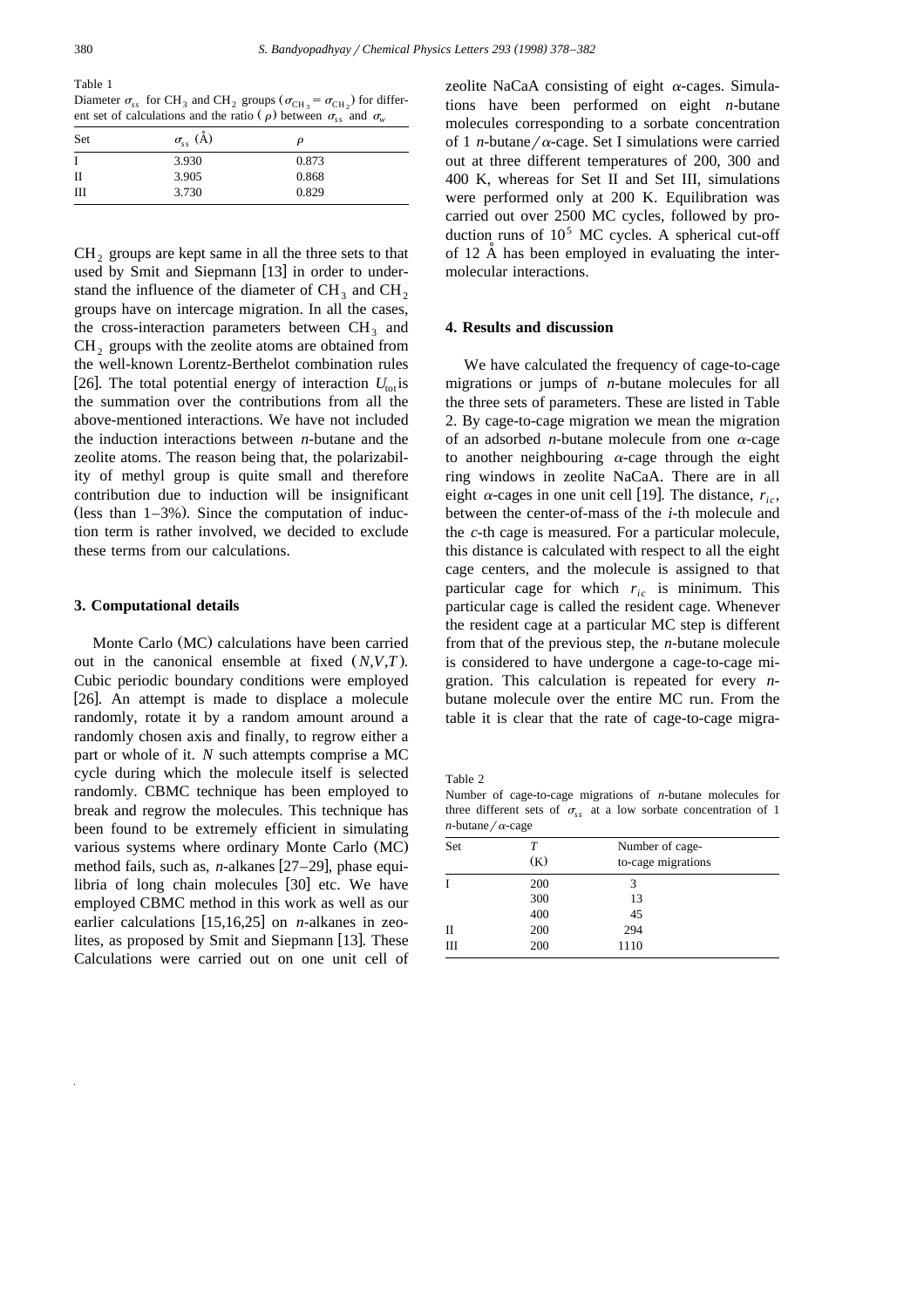Table 1

Diameter $\sigma_{ss}$ for $CH_3$ and $CH_2$ groups ($\sigma_{CH_3} = \sigma_{CH_2}$) for different set of calculations and the ratio ($\rho$) between $\sigma_{ss}$ and $\sigma_w$

| Set | $\sigma_{ss}$ (Å) | $\rho$ |
|---|---|---|
| I | 3.930 | 0.873 |
| II | 3.905 | 0.868 |
| III | 3.730 | 0.829 |

$CH_2$ groups are kept same in all the three sets to that used by Smit and Siepmann [13] in order to understand the influence of the diameter of $CH_3$ and $CH_2$ groups have on intercage migration. In all the cases, the cross-interaction parameters between $CH_3$ and $CH_2$ groups with the zeolite atoms are obtained from the well-known Lorentz-Berthelot combination rules [26]. The total potential energy of interaction $U_{tot}$ is the summation over the contributions from all the above-mentioned interactions. We have not included the induction interactions between *n*-butane and the zeolite atoms. The reason being that, the polarizability of methyl group is quite small and therefore contribution due to induction will be insignificant (less than 1–3%). Since the computation of induction term is rather involved, we decided to exclude these terms from our calculations.

### 3. Computational details

Monte Carlo (MC) calculations have been carried out in the canonical ensemble at fixed $(N,V,T)$. Cubic periodic boundary conditions were employed [26]. An attempt is made to displace a molecule randomly, rotate it by a random amount around a randomly chosen axis and finally, to regrow either a part or whole of it. $N$ such attempts comprise a MC cycle during which the molecule itself is selected randomly. CBMC technique has been employed to break and regrow the molecules. This technique has been found to be extremely efficient in simulating various systems where ordinary Monte Carlo (MC) method fails, such as, *n*-alkanes [27–29], phase equilibria of long chain molecules [30] etc. We have employed CBMC method in this work as well as our earlier calculations [15,16,25] on *n*-alkanes in zeolites, as proposed by Smit and Siepmann [13]. These Calculations were carried out on one unit cell of zeolite NaCaA consisting of eight $\alpha$-cages. Simulations have been performed on eight *n*-butane molecules corresponding to a sorbate concentration of 1 *n*-butane/$\alpha$-cage. Set I simulations were carried out at three different temperatures of 200, 300 and 400 K, whereas for Set II and Set III, simulations were performed only at 200 K. Equilibration was carried out over 2500 MC cycles, followed by production runs of $10^5$ MC cycles. A spherical cut-off of 12 Å has been employed in evaluating the intermolecular interactions.

### 4. Results and discussion

We have calculated the frequency of cage-to-cage migrations or jumps of *n*-butane molecules for all the three sets of parameters. These are listed in Table 2. By cage-to-cage migration we mean the migration of an adsorbed *n*-butane molecule from one $\alpha$-cage to another neighbouring $\alpha$-cage through the eight ring windows in zeolite NaCaA. There are in all eight $\alpha$-cages in one unit cell [19]. The distance, $r_{ic}$, between the center-of-mass of the *i*-th molecule and the *c*-th cage is measured. For a particular molecule, this distance is calculated with respect to all the eight cage centers, and the molecule is assigned to that particular cage for which $r_{ic}$ is minimum. This particular cage is called the resident cage. Whenever the resident cage at a particular MC step is different from that of the previous step, the *n*-butane molecule is considered to have undergone a cage-to-cage migration. This calculation is repeated for every *n*-butane molecule over the entire MC run. From the table it is clear that the rate of cage-to-cage migra-

Table 2

Number of cage-to-cage migrations of *n*-butane molecules for three different sets of $\sigma_{ss}$ at a low sorbate concentration of 1 *n*-butane/$\alpha$-cage

| Set | $T$ (K) | Number of cage-to-cage migrations |
|---|---|---|
| I | 200 | 3 |
| | 300 | 13 |
| | 400 | 45 |
| II | 200 | 294 |
| III | 200 | 1110 |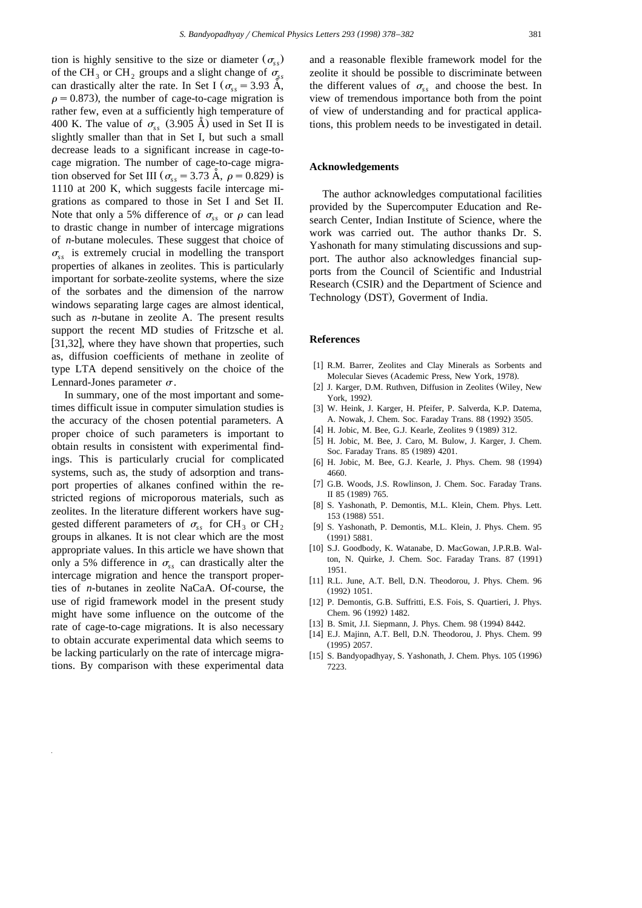tion is highly sensitive to the size or diameter ($\sigma_{ss}$) of the $CH_3$ or $CH_2$ groups and a slight change of $\sigma_{ss}$ can drastically alter the rate. In Set I ($\sigma_{ss} = 3.93$ Å, $\rho = 0.873$), the number of cage-to-cage migration is rather few, even at a sufficiently high temperature of 400 K. The value of $\sigma_{ss}$ (3.905 Å) used in Set II is slightly smaller than that in Set I, but such a small decrease leads to a significant increase in cage-to-cage migration. The number of cage-to-cage migration observed for Set III ($\sigma_{ss} = 3.73$ Å, $\rho = 0.829$) is 1110 at 200 K, which suggests facile intercage migrations as compared to those in Set I and Set II. Note that only a 5% difference of $\sigma_{ss}$ or $\rho$ can lead to drastic change in number of intercage migrations of *n*-butane molecules. These suggest that choice of $\sigma_{ss}$ is extremely crucial in modelling the transport properties of alkanes in zeolites. This is particularly important for sorbate-zeolite systems, where the size of the sorbates and the dimension of the narrow windows separating large cages are almost identical, such as *n*-butane in zeolite A. The present results support the recent MD studies of Fritzsche et al. [31,32], where they have shown that properties, such as, diffusion coefficients of methane in zeolite of type LTA depend sensitively on the choice of the Lennard-Jones parameter $\sigma$.

In summary, one of the most important and sometimes difficult issue in computer simulation studies is the accuracy of the chosen potential parameters. A proper choice of such parameters is important to obtain results in consistent with experimental findings. This is particularly crucial for complicated systems, such as, the study of adsorption and transport properties of alkanes confined within the restricted regions of microporous materials, such as zeolites. In the literature different workers have suggested different parameters of $\sigma_{ss}$ for $CH_3$ or $CH_2$ groups in alkanes. It is not clear which are the most appropriate values. In this article we have shown that only a 5% difference in $\sigma_{ss}$ can drastically alter the intercage migration and hence the transport properties of *n*-butanes in zeolite NaCaA. Of-course, the use of rigid framework model in the present study might have some influence on the outcome of the rate of cage-to-cage migrations. It is also necessary to obtain accurate experimental data which seems to be lacking particularly on the rate of intercage migrations. By comparison with these experimental data and a reasonable flexible framework model for the zeolite it should be possible to discriminate between the different values of $\sigma_{ss}$ and choose the best. In view of tremendous importance both from the point of view of understanding and for practical applications, this problem needs to be investigated in detail.

## Acknowledgements

The author acknowledges computational facilities provided by the Supercomputer Education and Research Center, Indian Institute of Science, where the work was carried out. The author thanks Dr. S. Yashonath for many stimulating discussions and support. The author also acknowledges financial supports from the Council of Scientific and Industrial Research (CSIR) and the Department of Science and Technology (DST), Goverment of India.

## References

[1] R.M. Barrer, Zeolites and Clay Minerals as Sorbents and Molecular Sieves (Academic Press, New York, 1978).

[2] J. Karger, D.M. Ruthven, Diffusion in Zeolites (Wiley, New York, 1992).

[3] W. Heink, J. Karger, H. Pfeifer, P. Salverda, K.P. Datema, A. Nowak, J. Chem. Soc. Faraday Trans. 88 (1992) 3505.

[4] H. Jobic, M. Bee, G.J. Kearle, Zeolites 9 (1989) 312.

[5] H. Jobic, M. Bee, J. Caro, M. Bulow, J. Karger, J. Chem. Soc. Faraday Trans. 85 (1989) 4201.

[6] H. Jobic, M. Bee, G.J. Kearle, J. Phys. Chem. 98 (1994) 4660.

[7] G.B. Woods, J.S. Rowlinson, J. Chem. Soc. Faraday Trans. II 85 (1989) 765.

[8] S. Yashonath, P. Demontis, M.L. Klein, Chem. Phys. Lett. 153 (1988) 551.

[9] S. Yashonath, P. Demontis, M.L. Klein, J. Phys. Chem. 95 (1991) 5881.

[10] S.J. Goodbody, K. Watanabe, D. MacGowan, J.P.R.B. Walton, N. Quirke, J. Chem. Soc. Faraday Trans. 87 (1991) 1951.

[11] R.L. June, A.T. Bell, D.N. Theodorou, J. Phys. Chem. 96 (1992) 1051.

[12] P. Demontis, G.B. Suffritti, E.S. Fois, S. Quartieri, J. Phys. Chem. 96 (1992) 1482.

[13] B. Smit, J.I. Siepmann, J. Phys. Chem. 98 (1994) 8442.

[14] E.J. Majinn, A.T. Bell, D.N. Theodorou, J. Phys. Chem. 99 (1995) 2057.

[15] S. Bandyopadhyay, S. Yashonath, J. Chem. Phys. 105 (1996) 7223.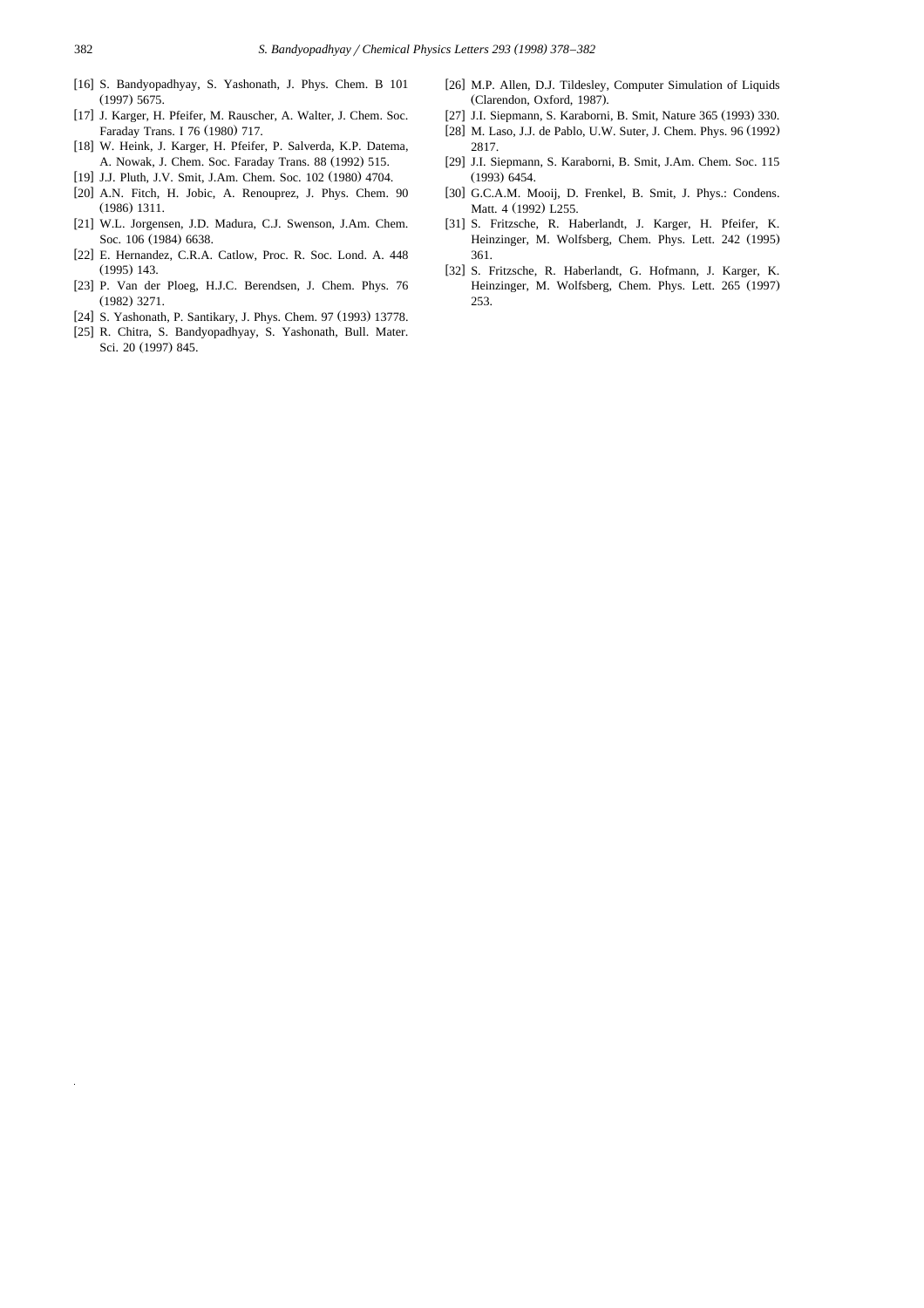[16] S. Bandyopadhyay, S. Yashonath, J. Phys. Chem. B 101 (1997) 5675.

[17] J. Karger, H. Pfeifer, M. Rauscher, A. Walter, J. Chem. Soc. Faraday Trans. I 76 (1980) 717.

[18] W. Heink, J. Karger, H. Pfeifer, P. Salverda, K.P. Datema, A. Nowak, J. Chem. Soc. Faraday Trans. 88 (1992) 515.

[19] J.J. Pluth, J.V. Smit, J.Am. Chem. Soc. 102 (1980) 4704.

[20] A.N. Fitch, H. Jobic, A. Renouprez, J. Phys. Chem. 90 (1986) 1311.

[21] W.L. Jorgensen, J.D. Madura, C.J. Swenson, J.Am. Chem. Soc. 106 (1984) 6638.

[22] E. Hernandez, C.R.A. Catlow, Proc. R. Soc. Lond. A. 448 (1995) 143.

[23] P. Van der Ploeg, H.J.C. Berendsen, J. Chem. Phys. 76 (1982) 3271.

[24] S. Yashonath, P. Santikary, J. Phys. Chem. 97 (1993) 13778.

[25] R. Chitra, S. Bandyopadhyay, S. Yashonath, Bull. Mater. Sci. 20 (1997) 845.

[26] M.P. Allen, D.J. Tildesley, Computer Simulation of Liquids (Clarendon, Oxford, 1987).

[27] J.I. Siepmann, S. Karaborni, B. Smit, Nature 365 (1993) 330.

[28] M. Laso, J.J. de Pablo, U.W. Suter, J. Chem. Phys. 96 (1992) 2817.

[29] J.I. Siepmann, S. Karaborni, B. Smit, J.Am. Chem. Soc. 115 (1993) 6454.

[30] G.C.A.M. Mooij, D. Frenkel, B. Smit, J. Phys.: Condens. Matt. 4 (1992) L255.

[31] S. Fritzsche, R. Haberlandt, J. Karger, H. Pfeifer, K. Heinzinger, M. Wolfsberg, Chem. Phys. Lett. 242 (1995) 361.

[32] S. Fritzsche, R. Haberlandt, G. Hofmann, J. Karger, K. Heinzinger, M. Wolfsberg, Chem. Phys. Lett. 265 (1997) 253.